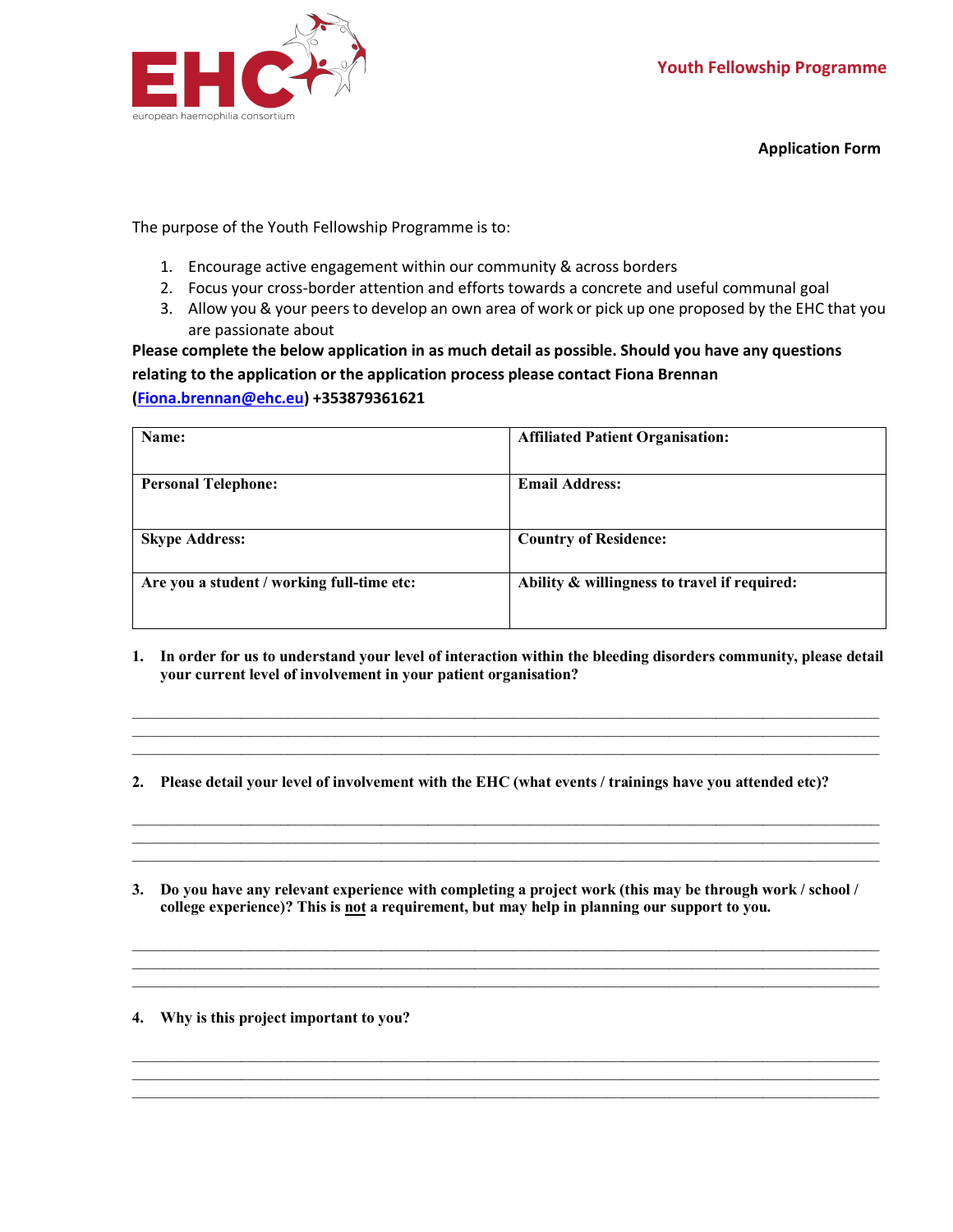EHC european haemophilia consortium

# Youth Fellowship Programme

**Application Form**

The purpose of the Youth Fellowship Programme is to:

1. Encourage active engagement within our community & across borders
2. Focus your cross-border attention and efforts towards a concrete and useful communal goal
3. Allow you & your peers to develop an own area of work or pick up one proposed by the EHC that you are passionate about

**Please complete the below application in as much detail as possible. Should you have any questions relating to the application or the application process please contact Fiona Brennan (Fiona.brennan@ehc.eu) +353879361621**

| **Name:** | **Affiliated Patient Organisation:** |
|---|---|
| **Personal Telephone:** | **Email Address:** |
| **Skype Address:** | **Country of Residence:** |
| **Are you a student / working full-time etc:** | **Ability & willingness to travel if required:** |

1. **In order for us to understand your level of interaction within the bleeding disorders community, please detail your current level of involvement in your patient organisation?**

___________________________________________________________________________
___________________________________________________________________________
___________________________________________________________________________

2. **Please detail your level of involvement with the EHC (what events / trainings have you attended etc)?**

___________________________________________________________________________
___________________________________________________________________________
___________________________________________________________________________

3. **Do you have any relevant experience with completing a project work (this may be through work / school / college experience)? This is <u>not</u> a requirement, but may help in planning our support to you.**

___________________________________________________________________________
___________________________________________________________________________
___________________________________________________________________________

4. **Why is this project important to you?**

___________________________________________________________________________
___________________________________________________________________________
___________________________________________________________________________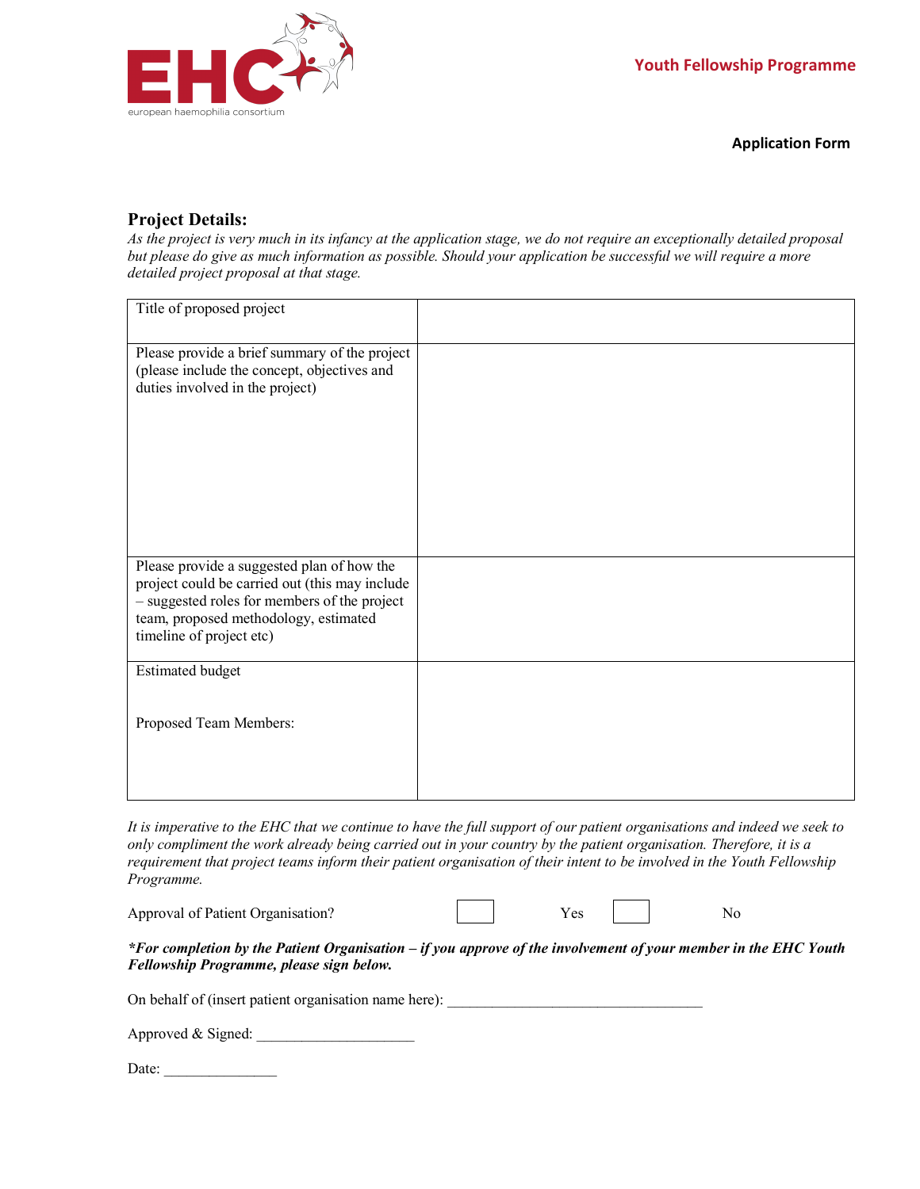Youth Fellowship Programme

**Application Form**

## Project Details:

*As the project is very much in its infancy at the application stage, we do not require an exceptionally detailed proposal but please do give as much information as possible. Should your application be successful we will require a more detailed project proposal at that stage.*

| | |
|---|---|
| Title of proposed project | |
| Please provide a brief summary of the project (please include the concept, objectives and duties involved in the project) | |
| Please provide a suggested plan of how the project could be carried out (this may include – suggested roles for members of the project team, proposed methodology, estimated timeline of project etc) | |
| Estimated budget<br><br>Proposed Team Members: | |

*It is imperative to the EHC that we continue to have the full support of our patient organisations and indeed we seek to only compliment the work already being carried out in your country by the patient organisation. Therefore, it is a requirement that project teams inform their patient organisation of their intent to be involved in the Youth Fellowship Programme.*

Approval of Patient Organisation? ☐ Yes ☐ No

***For completion by the Patient Organisation – if you approve of the involvement of your member in the EHC Youth Fellowship Programme, please sign below.***

On behalf of (insert patient organisation name here): ________________________________

Approved & Signed: ____________________

Date: ______________